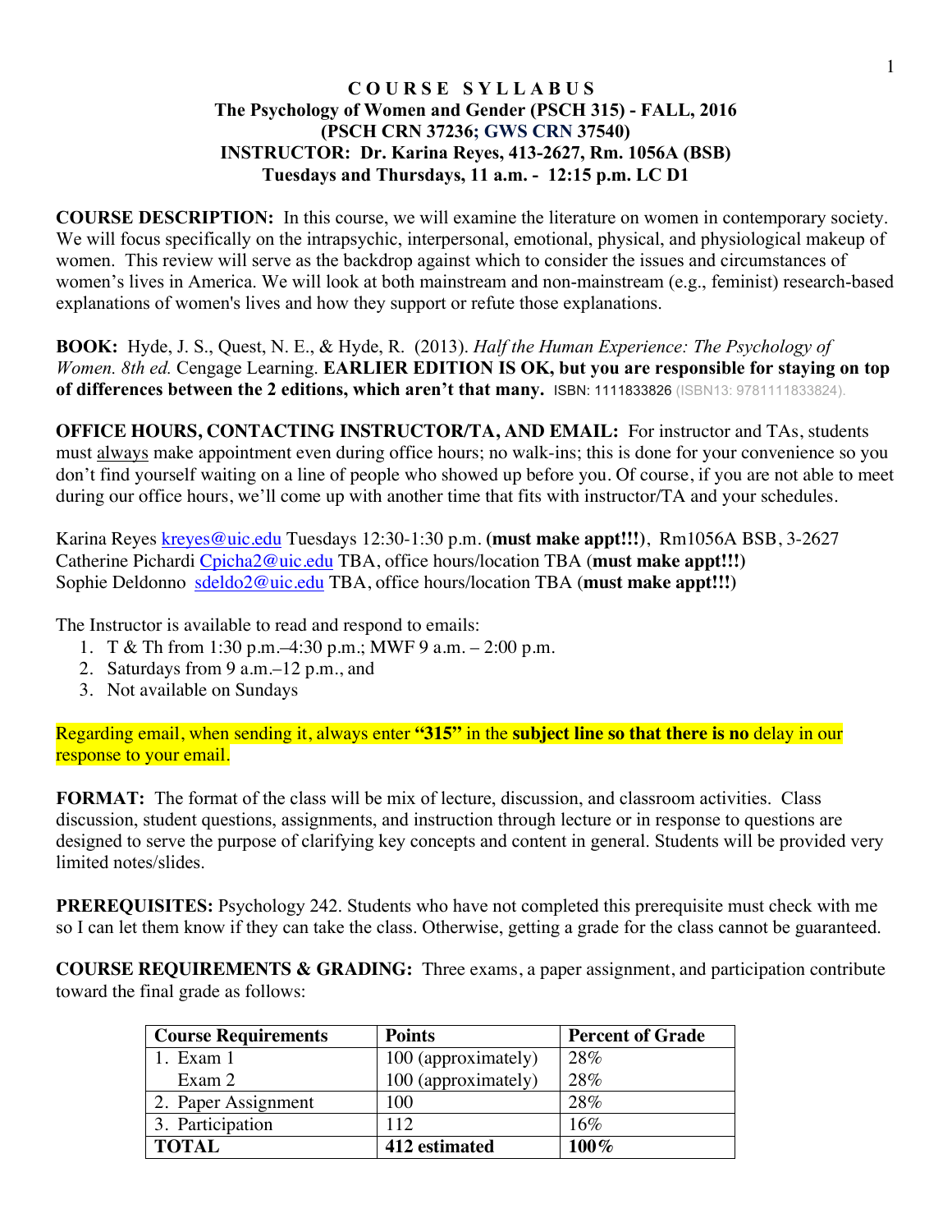**C O U R S E S Y L L A B U S**
**The Psychology of Women and Gender (PSCH 315) - FALL, 2016**
**(PSCH CRN 37236; GWS CRN 37540)**
**INSTRUCTOR: Dr. Karina Reyes, 413-2627, Rm. 1056A (BSB)**
**Tuesdays and Thursdays, 11 a.m. - 12:15 p.m. LC D1**

**COURSE DESCRIPTION:** In this course, we will examine the literature on women in contemporary society. We will focus specifically on the intrapsychic, interpersonal, emotional, physical, and physiological makeup of women. This review will serve as the backdrop against which to consider the issues and circumstances of women's lives in America. We will look at both mainstream and non-mainstream (e.g., feminist) research-based explanations of women's lives and how they support or refute those explanations.

**BOOK:** Hyde, J. S., Quest, N. E., & Hyde, R. (2013). *Half the Human Experience: The Psychology of Women. 8th ed.* Cengage Learning. **EARLIER EDITION IS OK, but you are responsible for staying on top of differences between the 2 editions, which aren't that many.** ISBN: 1111833826 (ISBN13: 9781111833824).

**OFFICE HOURS, CONTACTING INSTRUCTOR/TA, AND EMAIL:** For instructor and TAs, students must always make appointment even during office hours; no walk-ins; this is done for your convenience so you don't find yourself waiting on a line of people who showed up before you. Of course, if you are not able to meet during our office hours, we'll come up with another time that fits with instructor/TA and your schedules.

Karina Reyes kreyes@uic.edu Tuesdays 12:30-1:30 p.m. **(must make appt!!!)**, Rm1056A BSB, 3-2627
Catherine Pichardi Cpicha2@uic.edu TBA, office hours/location TBA (**must make appt!!!)**
Sophie Deldonno sdeldo2@uic.edu TBA, office hours/location TBA (**must make appt!!!)**

The Instructor is available to read and respond to emails:

1. T & Th from 1:30 p.m.–4:30 p.m.; MWF 9 a.m. – 2:00 p.m.
2. Saturdays from 9 a.m.–12 p.m., and
3. Not available on Sundays

Regarding email, when sending it, always enter **"315"** in the **subject line so that there is no** delay in our response to your email.

**FORMAT:** The format of the class will be mix of lecture, discussion, and classroom activities. Class discussion, student questions, assignments, and instruction through lecture or in response to questions are designed to serve the purpose of clarifying key concepts and content in general. Students will be provided very limited notes/slides.

**PREREQUISITES:** Psychology 242. Students who have not completed this prerequisite must check with me so I can let them know if they can take the class. Otherwise, getting a grade for the class cannot be guaranteed.

**COURSE REQUIREMENTS & GRADING:** Three exams, a paper assignment, and participation contribute toward the final grade as follows:

| Course Requirements | Points | Percent of Grade |
|---|---|---|
| 1. Exam 1 | 100 (approximately) | 28% |
| Exam 2 | 100 (approximately) | 28% |
| 2. Paper Assignment | 100 | 28% |
| 3. Participation | 112 | 16% |
| **TOTAL** | **412 estimated** | **100%** |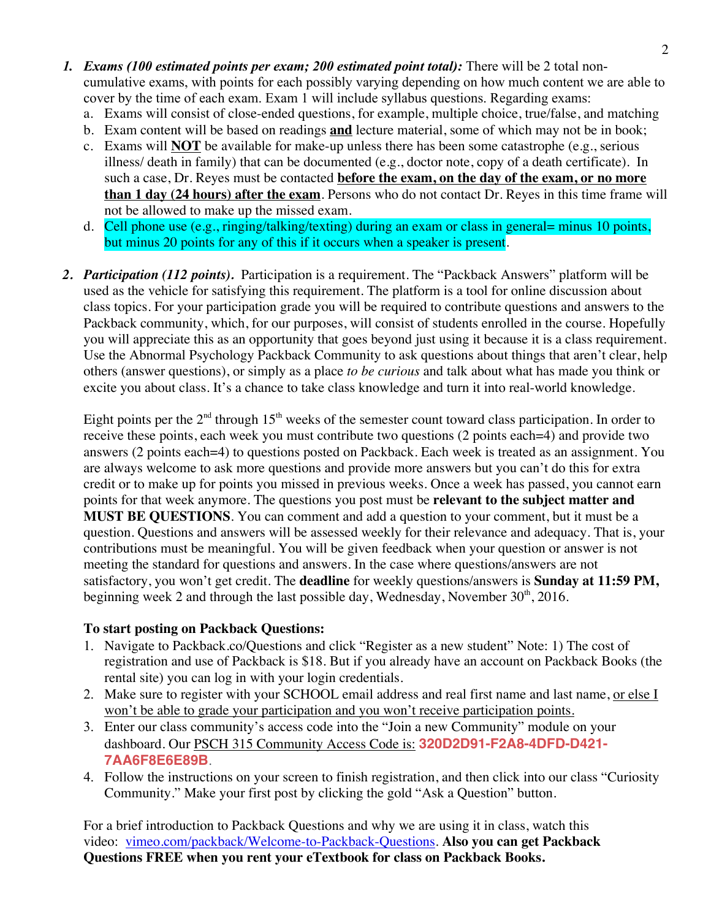1. ***Exams (100 estimated points per exam; 200 estimated point total):*** There will be 2 total non-cumulative exams, with points for each possibly varying depending on how much content we are able to cover by the time of each exam. Exam 1 will include syllabus questions. Regarding exams:
   a. Exams will consist of close-ended questions, for example, multiple choice, true/false, and matching
   b. Exam content will be based on readings **<u>and</u>** lecture material, some of which may not be in book;
   c. Exams will **<u>NOT</u>** be available for make-up unless there has been some catastrophe (e.g., serious illness/ death in family) that can be documented (e.g., doctor note, copy of a death certificate). In such a case, Dr. Reyes must be contacted **<u>before the exam, on the day of the exam, or no more than 1 day (24 hours) after the exam</u>**. Persons who do not contact Dr. Reyes in this time frame will not be allowed to make up the missed exam.
   d. Cell phone use (e.g., ringing/talking/texting) during an exam or class in general= minus 10 points, but minus 20 points for any of this if it occurs when a speaker is present.

2. ***Participation (112 points).*** Participation is a requirement. The "Packback Answers" platform will be used as the vehicle for satisfying this requirement. The platform is a tool for online discussion about class topics. For your participation grade you will be required to contribute questions and answers to the Packback community, which, for our purposes, will consist of students enrolled in the course. Hopefully you will appreciate this as an opportunity that goes beyond just using it because it is a class requirement. Use the Abnormal Psychology Packback Community to ask questions about things that aren't clear, help others (answer questions), or simply as a place *to be curious* and talk about what has made you think or excite you about class. It's a chance to take class knowledge and turn it into real-world knowledge.

   Eight points per the 2nd through 15th weeks of the semester count toward class participation. In order to receive these points, each week you must contribute two questions (2 points each=4) and provide two answers (2 points each=4) to questions posted on Packback. Each week is treated as an assignment. You are always welcome to ask more questions and provide more answers but you can't do this for extra credit or to make up for points you missed in previous weeks. Once a week has passed, you cannot earn points for that week anymore. The questions you post must be **relevant to the subject matter and MUST BE QUESTIONS**. You can comment and add a question to your comment, but it must be a question. Questions and answers will be assessed weekly for their relevance and adequacy. That is, your contributions must be meaningful. You will be given feedback when your question or answer is not meeting the standard for questions and answers. In the case where questions/answers are not satisfactory, you won't get credit. The **deadline** for weekly questions/answers is **Sunday at 11:59 PM,** beginning week 2 and through the last possible day, Wednesday, November 30th, 2016.

   **To start posting on Packback Questions:**
   1. Navigate to Packback.co/Questions and click "Register as a new student" Note: 1) The cost of registration and use of Packback is $18. But if you already have an account on Packback Books (the rental site) you can log in with your login credentials.
   2. Make sure to register with your SCHOOL email address and real first name and last name, <u>or else I won't be able to grade your participation and you won't receive participation points.</u>
   3. Enter our class community's access code into the "Join a new Community" module on your dashboard. Our <u>PSCH 315 Community Access Code is:</u> **320D2D91-F2A8-4DFD-D421-7AA6F8E6E89B**.
   4. Follow the instructions on your screen to finish registration, and then click into our class "Curiosity Community." Make your first post by clicking the gold "Ask a Question" button.

   For a brief introduction to Packback Questions and why we are using it in class, watch this video: [vimeo.com/packback/Welcome-to-Packback-Questions](vimeo.com/packback/Welcome-to-Packback-Questions). **Also you can get Packback Questions FREE when you rent your eTextbook for class on Packback Books.**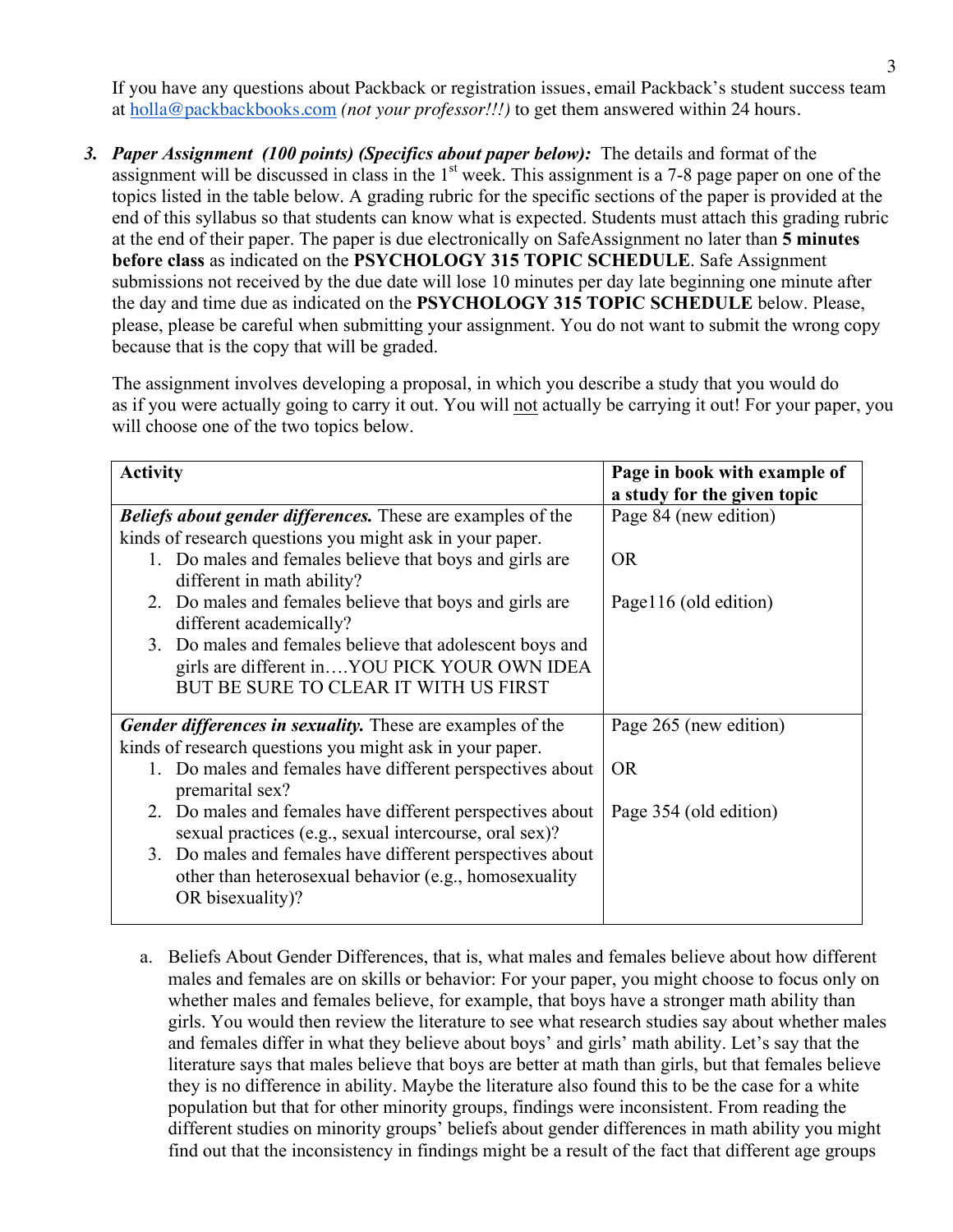If you have any questions about Packback or registration issues, email Packback's student success team at holla@packbackbooks.com *(not your professor!!!)* to get them answered within 24 hours.

3. ***Paper Assignment (100 points) (Specifics about paper below):*** The details and format of the assignment will be discussed in class in the 1st week. This assignment is a 7-8 page paper on one of the topics listed in the table below. A grading rubric for the specific sections of the paper is provided at the end of this syllabus so that students can know what is expected. Students must attach this grading rubric at the end of their paper. The paper is due electronically on SafeAssignment no later than **5 minutes before class** as indicated on the **PSYCHOLOGY 315 TOPIC SCHEDULE**. Safe Assignment submissions not received by the due date will lose 10 minutes per day late beginning one minute after the day and time due as indicated on the **PSYCHOLOGY 315 TOPIC SCHEDULE** below. Please, please, please be careful when submitting your assignment. You do not want to submit the wrong copy because that is the copy that will be graded.

   The assignment involves developing a proposal, in which you describe a study that you would do as if you were actually going to carry it out. You will not actually be carrying it out! For your paper, you will choose one of the two topics below.

| Activity | Page in book with example of a study for the given topic |
|---|---|
| ***Beliefs about gender differences.*** These are examples of the kinds of research questions you might ask in your paper.<br>1. Do males and females believe that boys and girls are different in math ability?<br>2. Do males and females believe that boys and girls are different academically?<br>3. Do males and females believe that adolescent boys and girls are different in….YOU PICK YOUR OWN IDEA BUT BE SURE TO CLEAR IT WITH US FIRST | Page 84 (new edition)<br><br>OR<br><br>Page116 (old edition) |
| ***Gender differences in sexuality.*** These are examples of the kinds of research questions you might ask in your paper.<br>1. Do males and females have different perspectives about premarital sex?<br>2. Do males and females have different perspectives about sexual practices (e.g., sexual intercourse, oral sex)?<br>3. Do males and females have different perspectives about other than heterosexual behavior (e.g., homosexuality OR bisexuality)? | Page 265 (new edition)<br><br>OR<br><br>Page 354 (old edition) |

   a. Beliefs About Gender Differences, that is, what males and females believe about how different males and females are on skills or behavior: For your paper, you might choose to focus only on whether males and females believe, for example, that boys have a stronger math ability than girls. You would then review the literature to see what research studies say about whether males and females differ in what they believe about boys' and girls' math ability. Let's say that the literature says that males believe that boys are better at math than girls, but that females believe they is no difference in ability. Maybe the literature also found this to be the case for a white population but that for other minority groups, findings were inconsistent. From reading the different studies on minority groups' beliefs about gender differences in math ability you might find out that the inconsistency in findings might be a result of the fact that different age groups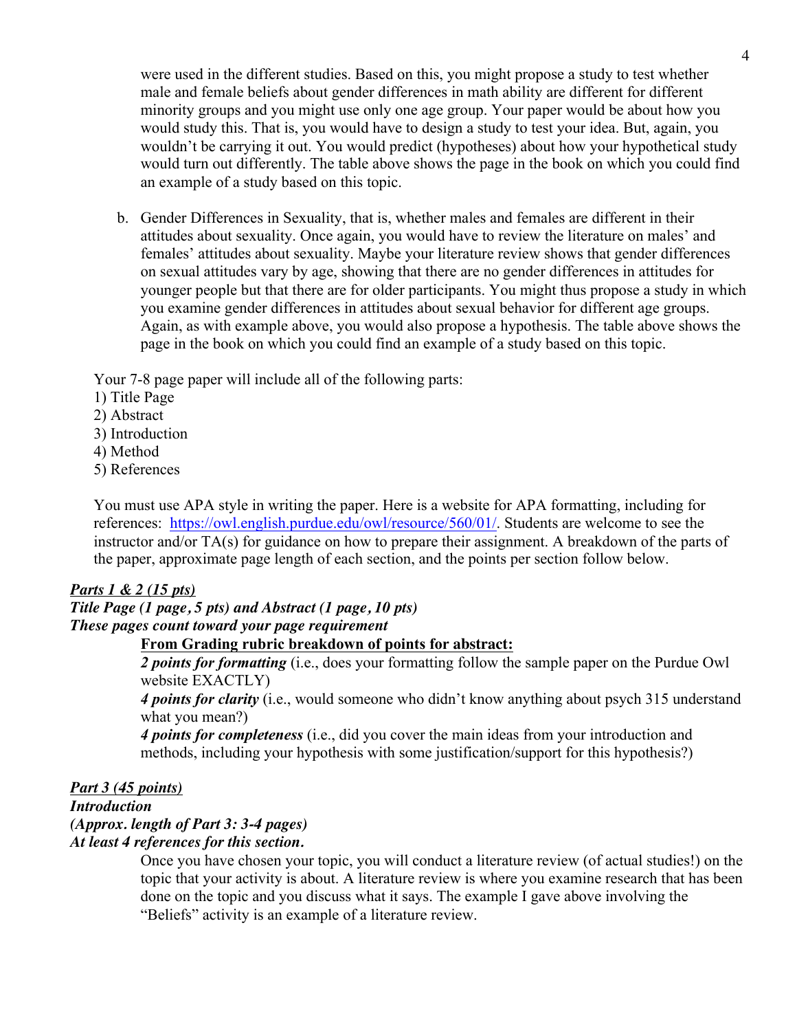were used in the different studies. Based on this, you might propose a study to test whether male and female beliefs about gender differences in math ability are different for different minority groups and you might use only one age group. Your paper would be about how you would study this. That is, you would have to design a study to test your idea. But, again, you wouldn't be carrying it out. You would predict (hypotheses) about how your hypothetical study would turn out differently. The table above shows the page in the book on which you could find an example of a study based on this topic.

b. Gender Differences in Sexuality, that is, whether males and females are different in their attitudes about sexuality. Once again, you would have to review the literature on males' and females' attitudes about sexuality. Maybe your literature review shows that gender differences on sexual attitudes vary by age, showing that there are no gender differences in attitudes for younger people but that there are for older participants. You might thus propose a study in which you examine gender differences in attitudes about sexual behavior for different age groups. Again, as with example above, you would also propose a hypothesis. The table above shows the page in the book on which you could find an example of a study based on this topic.

Your 7-8 page paper will include all of the following parts:
1) Title Page
2) Abstract
3) Introduction
4) Method
5) References

You must use APA style in writing the paper. Here is a website for APA formatting, including for references: https://owl.english.purdue.edu/owl/resource/560/01/. Students are welcome to see the instructor and/or TA(s) for guidance on how to prepare their assignment. A breakdown of the parts of the paper, approximate page length of each section, and the points per section follow below.

***Parts 1 & 2 (15 pts)***
***Title Page (1 page, 5 pts) and Abstract (1 page, 10 pts)***
***These pages count toward your page requirement***

**From Grading rubric breakdown of points for abstract:**

***2 points for formatting*** (i.e., does your formatting follow the sample paper on the Purdue Owl website EXACTLY)

***4 points for clarity*** (i.e., would someone who didn't know anything about psych 315 understand what you mean?)

***4 points for completeness*** (i.e., did you cover the main ideas from your introduction and methods, including your hypothesis with some justification/support for this hypothesis?)

***Part 3 (45 points)***
***Introduction***
***(Approx. length of Part 3: 3-4 pages)***
***At least 4 references for this section.***

Once you have chosen your topic, you will conduct a literature review (of actual studies!) on the topic that your activity is about. A literature review is where you examine research that has been done on the topic and you discuss what it says. The example I gave above involving the "Beliefs" activity is an example of a literature review.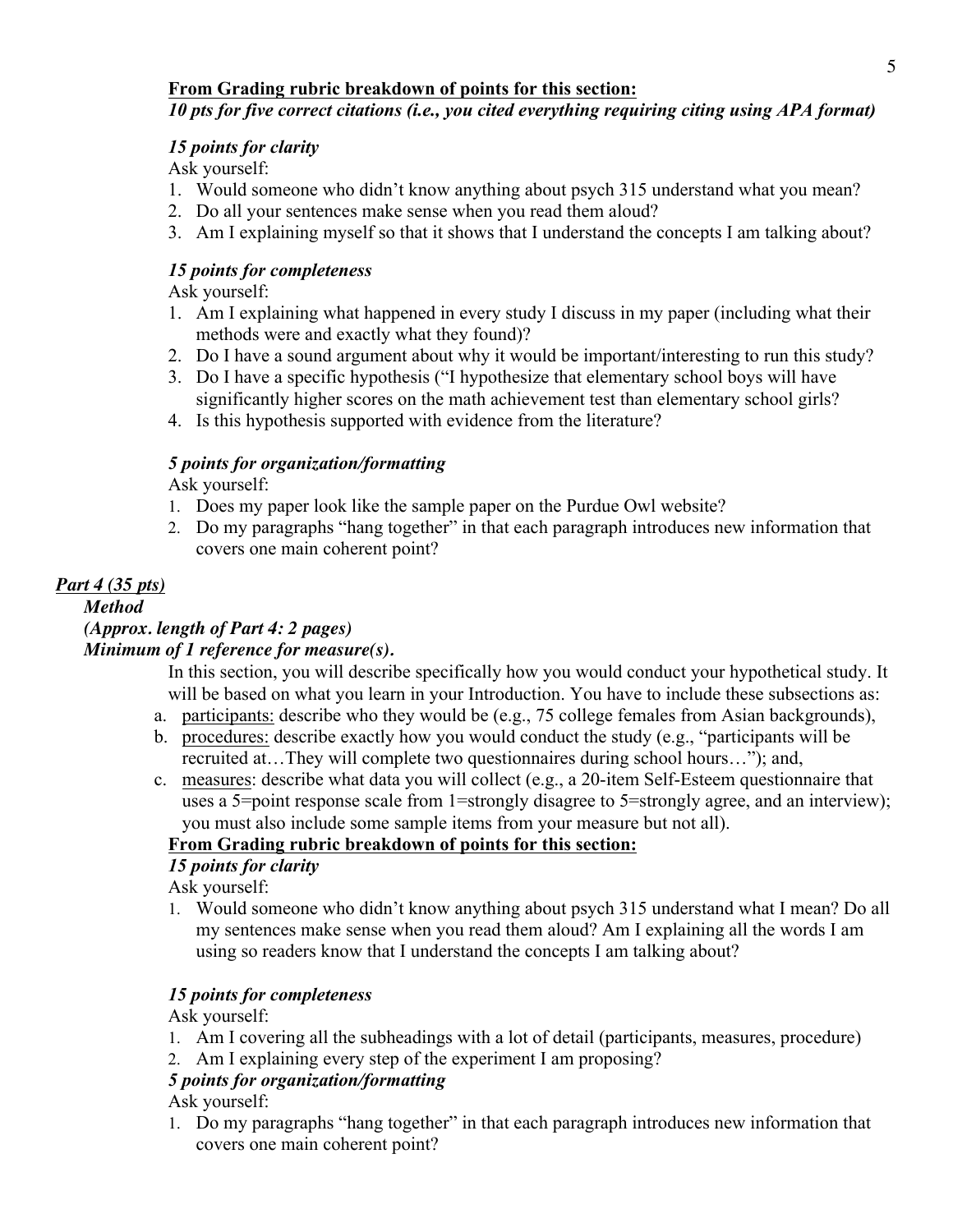**<u>From Grading rubric breakdown of points for this section:</u>**

***10 pts for five correct citations (i.e., you cited everything requiring citing using APA format)***

***15 points for clarity***

Ask yourself:

1. Would someone who didn't know anything about psych 315 understand what you mean?
2. Do all your sentences make sense when you read them aloud?
3. Am I explaining myself so that it shows that I understand the concepts I am talking about?

***15 points for completeness***

Ask yourself:

1. Am I explaining what happened in every study I discuss in my paper (including what their methods were and exactly what they found)?
2. Do I have a sound argument about why it would be important/interesting to run this study?
3. Do I have a specific hypothesis ("I hypothesize that elementary school boys will have significantly higher scores on the math achievement test than elementary school girls?
4. Is this hypothesis supported with evidence from the literature?

***5 points for organization/formatting***

Ask yourself:

1. Does my paper look like the sample paper on the Purdue Owl website?
2. Do my paragraphs "hang together" in that each paragraph introduces new information that covers one main coherent point?

***<u>Part 4 (35 pts)</u>***

***Method***

***(Approx. length of Part 4: 2 pages)***

***Minimum of 1 reference for measure(s).***

In this section, you will describe specifically how you would conduct your hypothetical study. It will be based on what you learn in your Introduction. You have to include these subsections as:

a. <u>participants:</u> describe who they would be (e.g., 75 college females from Asian backgrounds),
b. <u>procedures:</u> describe exactly how you would conduct the study (e.g., "participants will be recruited at…They will complete two questionnaires during school hours…"); and,
c. <u>measures</u>: describe what data you will collect (e.g., a 20-item Self-Esteem questionnaire that uses a 5=point response scale from 1=strongly disagree to 5=strongly agree, and an interview); you must also include some sample items from your measure but not all).

**<u>From Grading rubric breakdown of points for this section:</u>**

***15 points for clarity***

Ask yourself:

1. Would someone who didn't know anything about psych 315 understand what I mean? Do all my sentences make sense when you read them aloud? Am I explaining all the words I am using so readers know that I understand the concepts I am talking about?

***15 points for completeness***

Ask yourself:

1. Am I covering all the subheadings with a lot of detail (participants, measures, procedure)
2. Am I explaining every step of the experiment I am proposing?

***5 points for organization/formatting***

Ask yourself:

1. Do my paragraphs "hang together" in that each paragraph introduces new information that covers one main coherent point?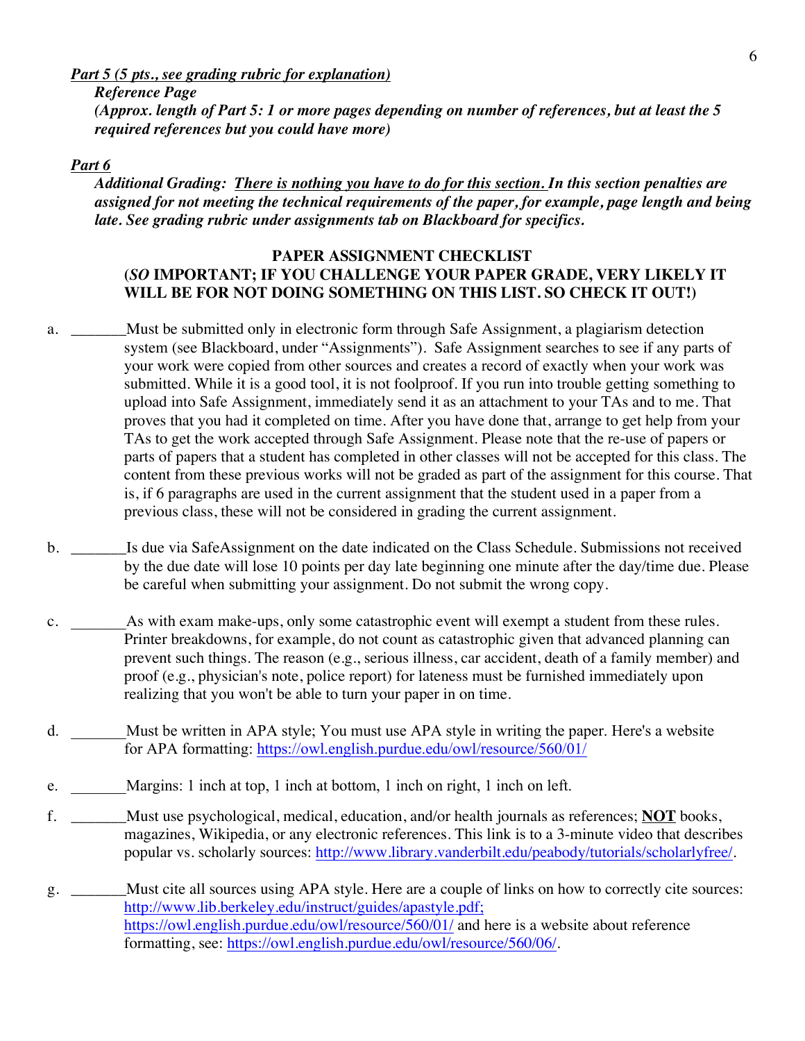***Part 5 (5 pts., see grading rubric for explanation)***

***Reference Page***

***(Approx. length of Part 5: 1 or more pages depending on number of references, but at least the 5 required references but you could have more)***

***Part 6***

***Additional Grading: There is nothing you have to do for this section. In this section penalties are assigned for not meeting the technical requirements of the paper, for example, page length and being late. See grading rubric under assignments tab on Blackboard for specifics.***

**PAPER ASSIGNMENT CHECKLIST**

**(*SO* IMPORTANT; IF YOU CHALLENGE YOUR PAPER GRADE, VERY LIKELY IT WILL BE FOR NOT DOING SOMETHING ON THIS LIST. SO CHECK IT OUT!)**

a. _______Must be submitted only in electronic form through Safe Assignment, a plagiarism detection system (see Blackboard, under "Assignments"). Safe Assignment searches to see if any parts of your work were copied from other sources and creates a record of exactly when your work was submitted. While it is a good tool, it is not foolproof. If you run into trouble getting something to upload into Safe Assignment, immediately send it as an attachment to your TAs and to me. That proves that you had it completed on time. After you have done that, arrange to get help from your TAs to get the work accepted through Safe Assignment. Please note that the re-use of papers or parts of papers that a student has completed in other classes will not be accepted for this class. The content from these previous works will not be graded as part of the assignment for this course. That is, if 6 paragraphs are used in the current assignment that the student used in a paper from a previous class, these will not be considered in grading the current assignment.

b. _______Is due via SafeAssignment on the date indicated on the Class Schedule. Submissions not received by the due date will lose 10 points per day late beginning one minute after the day/time due. Please be careful when submitting your assignment. Do not submit the wrong copy.

c. _______As with exam make-ups, only some catastrophic event will exempt a student from these rules. Printer breakdowns, for example, do not count as catastrophic given that advanced planning can prevent such things. The reason (e.g., serious illness, car accident, death of a family member) and proof (e.g., physician's note, police report) for lateness must be furnished immediately upon realizing that you won't be able to turn your paper in on time.

d. _______Must be written in APA style; You must use APA style in writing the paper. Here's a website for APA formatting: https://owl.english.purdue.edu/owl/resource/560/01/

e. _______Margins: 1 inch at top, 1 inch at bottom, 1 inch on right, 1 inch on left.

f. _______Must use psychological, medical, education, and/or health journals as references; **NOT** books, magazines, Wikipedia, or any electronic references. This link is to a 3-minute video that describes popular vs. scholarly sources: http://www.library.vanderbilt.edu/peabody/tutorials/scholarlyfree/.

g. _______Must cite all sources using APA style. Here are a couple of links on how to correctly cite sources: http://www.lib.berkeley.edu/instruct/guides/apastyle.pdf; https://owl.english.purdue.edu/owl/resource/560/01/ and here is a website about reference formatting, see: https://owl.english.purdue.edu/owl/resource/560/06/.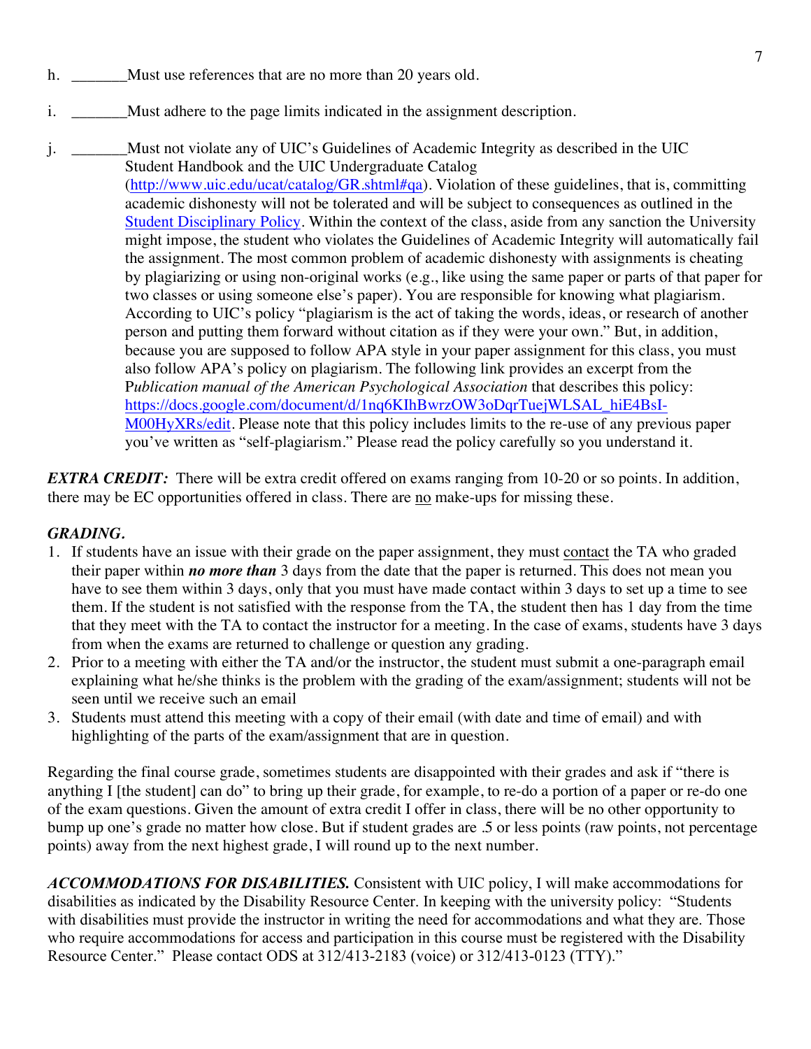h. _______Must use references that are no more than 20 years old.

i. _______Must adhere to the page limits indicated in the assignment description.

j. _______Must not violate any of UIC's Guidelines of Academic Integrity as described in the UIC Student Handbook and the UIC Undergraduate Catalog (http://www.uic.edu/ucat/catalog/GR.shtml#qa). Violation of these guidelines, that is, committing academic dishonesty will not be tolerated and will be subject to consequences as outlined in the Student Disciplinary Policy. Within the context of the class, aside from any sanction the University might impose, the student who violates the Guidelines of Academic Integrity will automatically fail the assignment. The most common problem of academic dishonesty with assignments is cheating by plagiarizing or using non-original works (e.g., like using the same paper or parts of that paper for two classes or using someone else's paper). You are responsible for knowing what plagiarism. According to UIC's policy "plagiarism is the act of taking the words, ideas, or research of another person and putting them forward without citation as if they were your own." But, in addition, because you are supposed to follow APA style in your paper assignment for this class, you must also follow APA's policy on plagiarism. The following link provides an excerpt from the P*ublication manual of the American Psychological Association* that describes this policy: https://docs.google.com/document/d/1nq6KIhBwrzOW3oDqrTuejWLSAL_hiE4BsI-M00HyXRs/edit. Please note that this policy includes limits to the re-use of any previous paper you've written as "self-plagiarism." Please read the policy carefully so you understand it.

***EXTRA CREDIT:*** There will be extra credit offered on exams ranging from 10-20 or so points. In addition, there may be EC opportunities offered in class. There are no make-ups for missing these.

***GRADING.***

1. If students have an issue with their grade on the paper assignment, they must contact the TA who graded their paper within ***no more than*** 3 days from the date that the paper is returned. This does not mean you have to see them within 3 days, only that you must have made contact within 3 days to set up a time to see them. If the student is not satisfied with the response from the TA, the student then has 1 day from the time that they meet with the TA to contact the instructor for a meeting. In the case of exams, students have 3 days from when the exams are returned to challenge or question any grading.
2. Prior to a meeting with either the TA and/or the instructor, the student must submit a one-paragraph email explaining what he/she thinks is the problem with the grading of the exam/assignment; students will not be seen until we receive such an email
3. Students must attend this meeting with a copy of their email (with date and time of email) and with highlighting of the parts of the exam/assignment that are in question.

Regarding the final course grade, sometimes students are disappointed with their grades and ask if "there is anything I [the student] can do" to bring up their grade, for example, to re-do a portion of a paper or re-do one of the exam questions. Given the amount of extra credit I offer in class, there will be no other opportunity to bump up one's grade no matter how close. But if student grades are .5 or less points (raw points, not percentage points) away from the next highest grade, I will round up to the next number.

***ACCOMMODATIONS FOR DISABILITIES.*** Consistent with UIC policy, I will make accommodations for disabilities as indicated by the Disability Resource Center. In keeping with the university policy: "Students with disabilities must provide the instructor in writing the need for accommodations and what they are. Those who require accommodations for access and participation in this course must be registered with the Disability Resource Center." Please contact ODS at 312/413-2183 (voice) or 312/413-0123 (TTY)."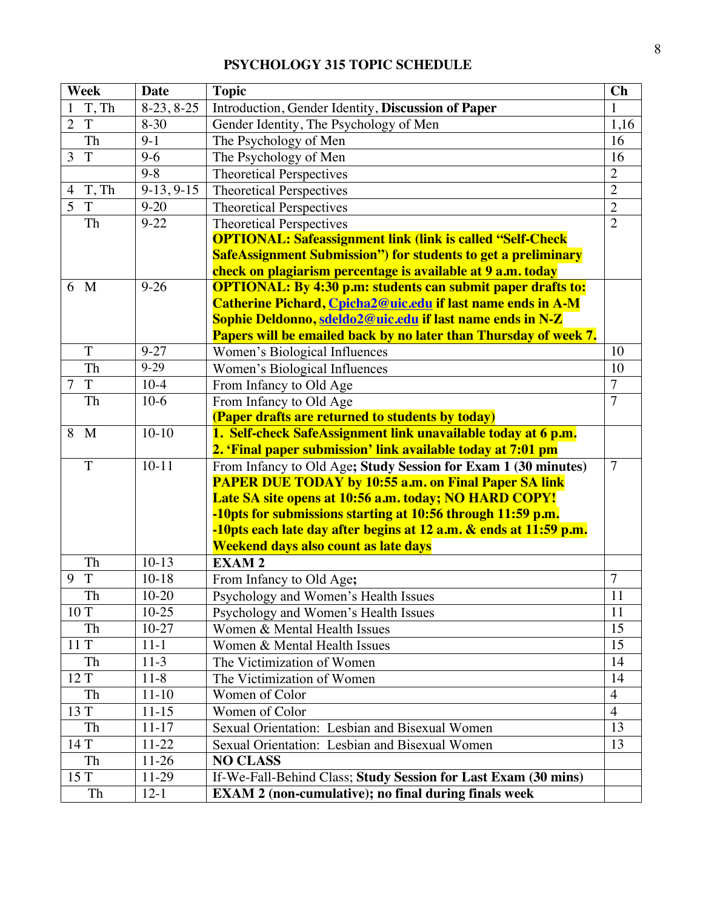## PSYCHOLOGY 315 TOPIC SCHEDULE

| Week | Date | Topic | Ch |
|---|---|---|---|
| 1 T, Th | 8-23, 8-25 | Introduction, Gender Identity, **Discussion of Paper** | 1 |
| 2 T | 8-30 | Gender Identity, The Psychology of Men | 1,16 |
| Th | 9-1 | The Psychology of Men | 16 |
| 3 T | 9-6 | The Psychology of Men | 16 |
| | 9-8 | Theoretical Perspectives | 2 |
| 4 T, Th | 9-13, 9-15 | Theoretical Perspectives | 2 |
| 5 T | 9-20 | Theoretical Perspectives | 2 |
| Th | 9-22 | Theoretical Perspectives<br>**OPTIONAL: Safeassignment link (link is called "Self-Check SafeAssignment Submission") for students to get a preliminary check on plagiarism percentage is available at 9 a.m. today** | 2 |
| 6 M | 9-26 | **OPTIONAL: By 4:30 p.m: students can submit paper drafts to: Catherine Pichard, Cpicha2@uic.edu if last name ends in A-M Sophie Deldonno, sdeldo2@uic.edu if last name ends in N-Z Papers will be emailed back by no later than Thursday of week 7.** | |
| T | 9-27 | Women's Biological Influences | 10 |
| Th | 9-29 | Women's Biological Influences | 10 |
| 7 T | 10-4 | From Infancy to Old Age | 7 |
| Th | 10-6 | From Infancy to Old Age<br>**(Paper drafts are returned to students by today)** | 7 |
| 8 M | 10-10 | **1. Self-check SafeAssignment link unavailable today at 6 p.m.**<br>**2. 'Final paper submission' link available today at 7:01 pm** | |
| T | 10-11 | From Infancy to Old Age**; Study Session for Exam 1 (30 minutes)**<br>**PAPER DUE TODAY by 10:55 a.m. on Final Paper SA link**<br>**Late SA site opens at 10:56 a.m. today; NO HARD COPY!**<br>**-10pts for submissions starting at 10:56 through 11:59 p.m.**<br>**-10pts each late day after begins at 12 a.m. & ends at 11:59 p.m.**<br>**Weekend days also count as late days** | 7 |
| Th | 10-13 | **EXAM 2** | |
| 9 T | 10-18 | From Infancy to Old Age**;** | 7 |
| Th | 10-20 | Psychology and Women's Health Issues | 11 |
| 10 T | 10-25 | Psychology and Women's Health Issues | 11 |
| Th | 10-27 | Women & Mental Health Issues | 15 |
| 11 T | 11-1 | Women & Mental Health Issues | 15 |
| Th | 11-3 | The Victimization of Women | 14 |
| 12 T | 11-8 | The Victimization of Women | 14 |
| Th | 11-10 | Women of Color | 4 |
| 13 T | 11-15 | Women of Color | 4 |
| Th | 11-17 | Sexual Orientation: Lesbian and Bisexual Women | 13 |
| 14 T | 11-22 | Sexual Orientation: Lesbian and Bisexual Women | 13 |
| Th | 11-26 | **NO CLASS** | |
| 15 T | 11-29 | If-We-Fall-Behind Class; **Study Session for Last Exam (30 mins)** | |
| Th | 12-1 | **EXAM 2 (non-cumulative); no final during finals week** | |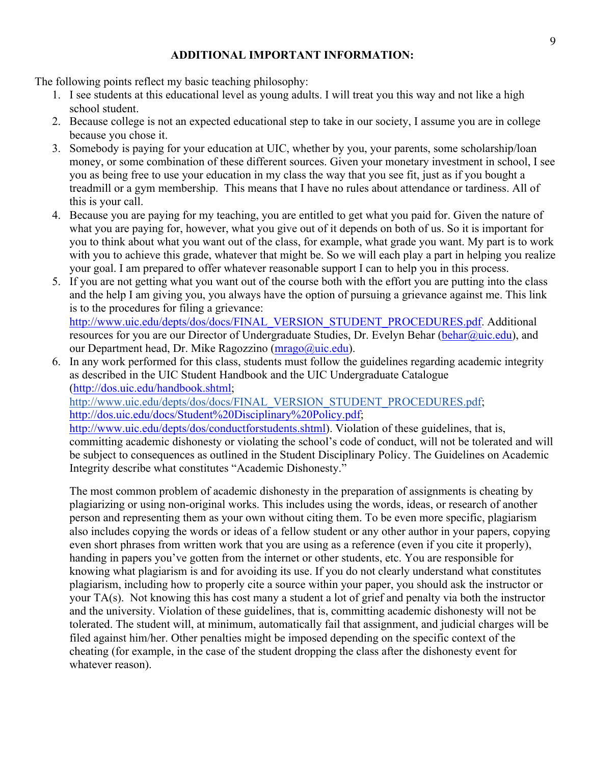**ADDITIONAL IMPORTANT INFORMATION:**

The following points reflect my basic teaching philosophy:

1. I see students at this educational level as young adults. I will treat you this way and not like a high school student.
2. Because college is not an expected educational step to take in our society, I assume you are in college because you chose it.
3. Somebody is paying for your education at UIC, whether by you, your parents, some scholarship/loan money, or some combination of these different sources. Given your monetary investment in school, I see you as being free to use your education in my class the way that you see fit, just as if you bought a treadmill or a gym membership. This means that I have no rules about attendance or tardiness. All of this is your call.
4. Because you are paying for my teaching, you are entitled to get what you paid for. Given the nature of what you are paying for, however, what you give out of it depends on both of us. So it is important for you to think about what you want out of the class, for example, what grade you want. My part is to work with you to achieve this grade, whatever that might be. So we will each play a part in helping you realize your goal. I am prepared to offer whatever reasonable support I can to help you in this process.
5. If you are not getting what you want out of the course both with the effort you are putting into the class and the help I am giving you, you always have the option of pursuing a grievance against me. This link is to the procedures for filing a grievance: http://www.uic.edu/depts/dos/docs/FINAL_VERSION_STUDENT_PROCEDURES.pdf. Additional resources for you are our Director of Undergraduate Studies, Dr. Evelyn Behar (behar@uic.edu), and our Department head, Dr. Mike Ragozzino (mrago@uic.edu).
6. In any work performed for this class, students must follow the guidelines regarding academic integrity as described in the UIC Student Handbook and the UIC Undergraduate Catalogue (http://dos.uic.edu/handbook.shtml; http://www.uic.edu/depts/dos/docs/FINAL_VERSION_STUDENT_PROCEDURES.pdf; http://dos.uic.edu/docs/Student%20Disciplinary%20Policy.pdf; http://www.uic.edu/depts/dos/conductforstudents.shtml). Violation of these guidelines, that is, committing academic dishonesty or violating the school's code of conduct, will not be tolerated and will be subject to consequences as outlined in the Student Disciplinary Policy. The Guidelines on Academic Integrity describe what constitutes "Academic Dishonesty."

   The most common problem of academic dishonesty in the preparation of assignments is cheating by plagiarizing or using non-original works. This includes using the words, ideas, or research of another person and representing them as your own without citing them. To be even more specific, plagiarism also includes copying the words or ideas of a fellow student or any other author in your papers, copying even short phrases from written work that you are using as a reference (even if you cite it properly), handing in papers you've gotten from the internet or other students, etc. You are responsible for knowing what plagiarism is and for avoiding its use. If you do not clearly understand what constitutes plagiarism, including how to properly cite a source within your paper, you should ask the instructor or your TA(s). Not knowing this has cost many a student a lot of grief and penalty via both the instructor and the university. Violation of these guidelines, that is, committing academic dishonesty will not be tolerated. The student will, at minimum, automatically fail that assignment, and judicial charges will be filed against him/her. Other penalties might be imposed depending on the specific context of the cheating (for example, in the case of the student dropping the class after the dishonesty event for whatever reason).